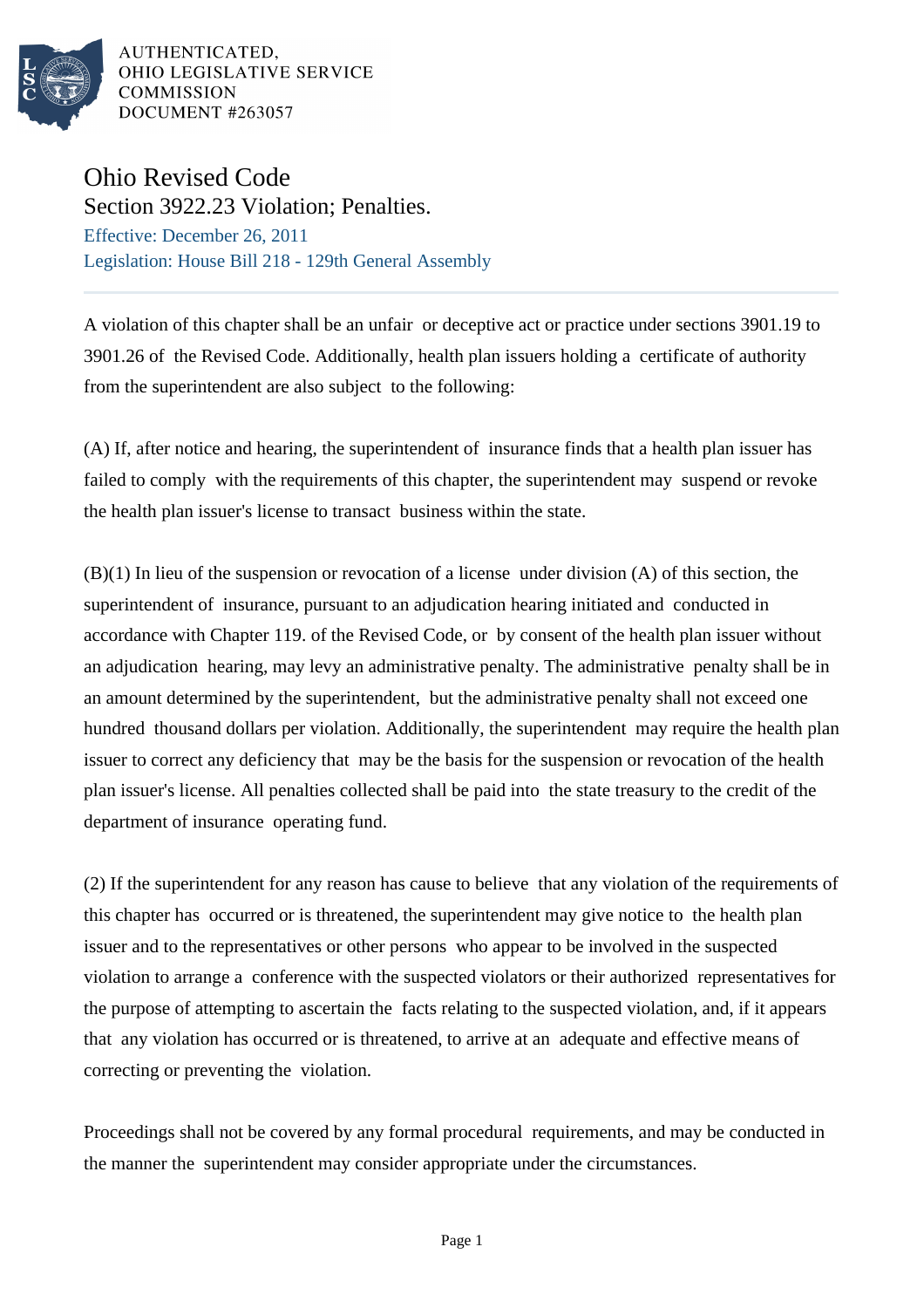AUTHENTICATED,
OHIO LEGISLATIVE SERVICE
COMMISSION
DOCUMENT #263057

# Ohio Revised Code

## Section 3922.23 Violation; Penalties.

Effective: December 26, 2011

Legislation: House Bill 218 - 129th General Assembly

A violation of this chapter shall be an unfair or deceptive act or practice under sections 3901.19 to 3901.26 of the Revised Code. Additionally, health plan issuers holding a certificate of authority from the superintendent are also subject to the following:

(A) If, after notice and hearing, the superintendent of insurance finds that a health plan issuer has failed to comply with the requirements of this chapter, the superintendent may suspend or revoke the health plan issuer's license to transact business within the state.

(B)(1) In lieu of the suspension or revocation of a license under division (A) of this section, the superintendent of insurance, pursuant to an adjudication hearing initiated and conducted in accordance with Chapter 119. of the Revised Code, or by consent of the health plan issuer without an adjudication hearing, may levy an administrative penalty. The administrative penalty shall be in an amount determined by the superintendent, but the administrative penalty shall not exceed one hundred thousand dollars per violation. Additionally, the superintendent may require the health plan issuer to correct any deficiency that may be the basis for the suspension or revocation of the health plan issuer's license. All penalties collected shall be paid into the state treasury to the credit of the department of insurance operating fund.

(2) If the superintendent for any reason has cause to believe that any violation of the requirements of this chapter has occurred or is threatened, the superintendent may give notice to the health plan issuer and to the representatives or other persons who appear to be involved in the suspected violation to arrange a conference with the suspected violators or their authorized representatives for the purpose of attempting to ascertain the facts relating to the suspected violation, and, if it appears that any violation has occurred or is threatened, to arrive at an adequate and effective means of correcting or preventing the violation.

Proceedings shall not be covered by any formal procedural requirements, and may be conducted in the manner the superintendent may consider appropriate under the circumstances.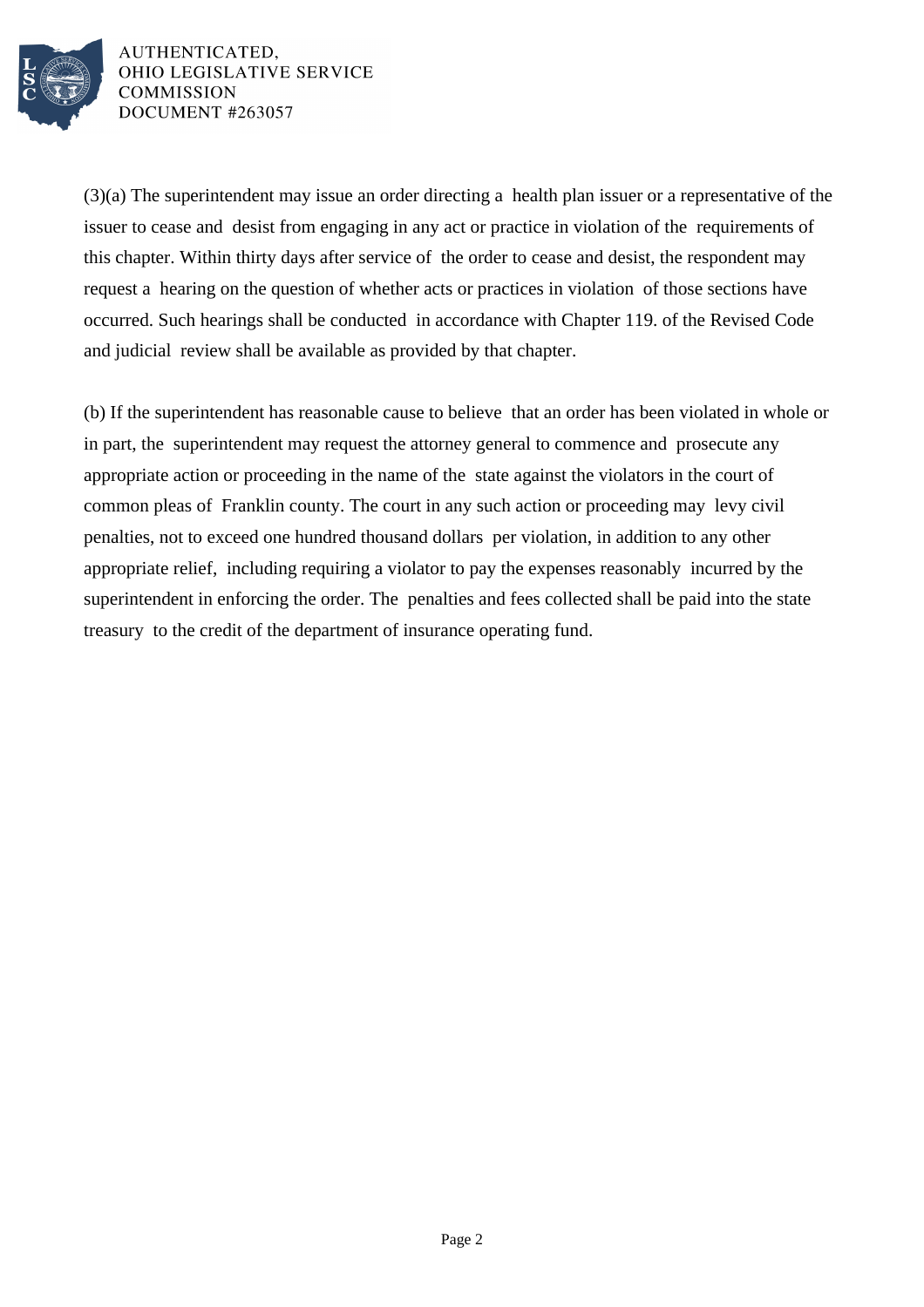(3)(a) The superintendent may issue an order directing a health plan issuer or a representative of the issuer to cease and desist from engaging in any act or practice in violation of the requirements of this chapter. Within thirty days after service of the order to cease and desist, the respondent may request a hearing on the question of whether acts or practices in violation of those sections have occurred. Such hearings shall be conducted in accordance with Chapter 119. of the Revised Code and judicial review shall be available as provided by that chapter.

(b) If the superintendent has reasonable cause to believe that an order has been violated in whole or in part, the superintendent may request the attorney general to commence and prosecute any appropriate action or proceeding in the name of the state against the violators in the court of common pleas of Franklin county. The court in any such action or proceeding may levy civil penalties, not to exceed one hundred thousand dollars per violation, in addition to any other appropriate relief, including requiring a violator to pay the expenses reasonably incurred by the superintendent in enforcing the order. The penalties and fees collected shall be paid into the state treasury to the credit of the department of insurance operating fund.